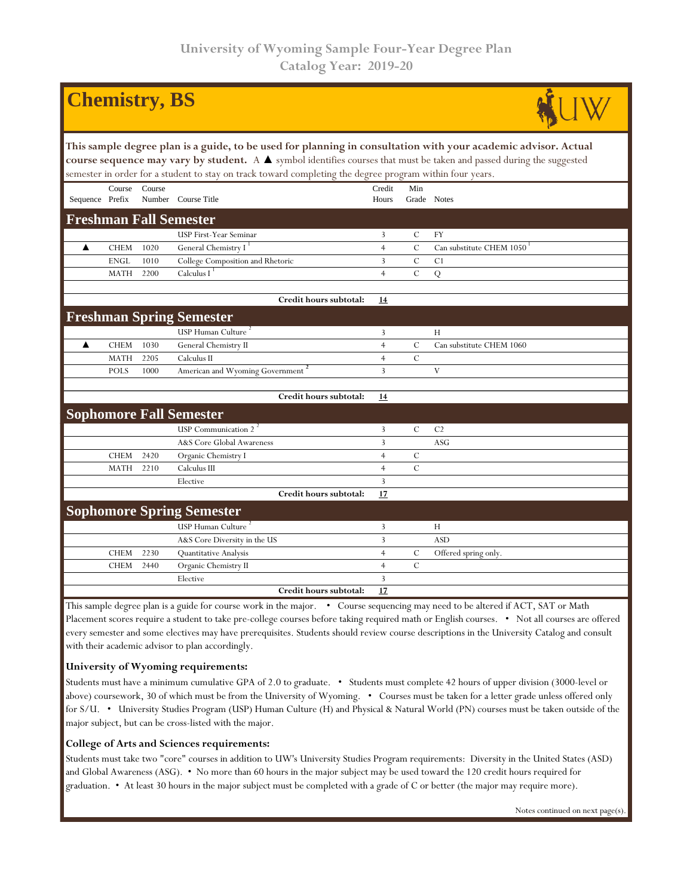University of Wyoming Sample Four-Year Degree Plan
Catalog Year: 2019-20

# Chemistry, BS

**This sample degree plan is a guide, to be used for planning in consultation with your academic advisor. Actual course sequence may vary by student.** A ▲ symbol identifies courses that must be taken and passed during the suggested semester in order for a student to stay on track toward completing the degree program within four years.

| Sequence | Course Prefix | Course Number | Course Title | Credit Hours | Min Grade | Notes |
|---|---|---|---|---|---|---|
| **Freshman Fall Semester** | | | | | | |
| | | | USP First-Year Seminar | 3 | C | FY |
| ▲ | CHEM | 1020 | General Chemistry I [1] | 4 | C | Can substitute CHEM 1050 [1] |
| | ENGL | 1010 | College Composition and Rhetoric | 3 | C | C1 |
| | MATH | 2200 | Calculus I [1] | 4 | C | Q |
| | | | | | | |
| | | | **Credit hours subtotal:** | **14** | | |
| **Freshman Spring Semester** | | | | | | |
| | | | USP Human Culture [2] | 3 | | H |
| ▲ | CHEM | 1030 | General Chemistry II | 4 | C | Can substitute CHEM 1060 |
| | MATH | 2205 | Calculus II | 4 | C | |
| | POLS | 1000 | American and Wyoming Government [2] | 3 | | V |
| | | | | | | |
| | | | **Credit hours subtotal:** | **14** | | |
| **Sophomore Fall Semester** | | | | | | |
| | | | USP Communication 2 [2] | 3 | C | C2 |
| | | | A&S Core Global Awareness | 3 | | ASG |
| | CHEM | 2420 | Organic Chemistry I | 4 | C | |
| | MATH | 2210 | Calculus III | 4 | C | |
| | | | Elective | 3 | | |
| | | | **Credit hours subtotal:** | **17** | | |
| **Sophomore Spring Semester** | | | | | | |
| | | | USP Human Culture [2] | 3 | | H |
| | | | A&S Core Diversity in the US | 3 | | ASD |
| | CHEM | 2230 | Quantitative Analysis | 4 | C | Offered spring only. |
| | CHEM | 2440 | Organic Chemistry II | 4 | C | |
| | | | Elective | 3 | | |
| | | | **Credit hours subtotal:** | **17** | | |

This sample degree plan is a guide for course work in the major. • Course sequencing may need to be altered if ACT, SAT or Math Placement scores require a student to take pre-college courses before taking required math or English courses. • Not all courses are offered every semester and some electives may have prerequisites. Students should review course descriptions in the University Catalog and consult with their academic advisor to plan accordingly.

### University of Wyoming requirements:

Students must have a minimum cumulative GPA of 2.0 to graduate. • Students must complete 42 hours of upper division (3000-level or above) coursework, 30 of which must be from the University of Wyoming. • Courses must be taken for a letter grade unless offered only for S/U. • University Studies Program (USP) Human Culture (H) and Physical & Natural World (PN) courses must be taken outside of the major subject, but can be cross-listed with the major.

### College of Arts and Sciences requirements:

Students must take two "core" courses in addition to UW's University Studies Program requirements: Diversity in the United States (ASD) and Global Awareness (ASG). • No more than 60 hours in the major subject may be used toward the 120 credit hours required for graduation. • At least 30 hours in the major subject must be completed with a grade of C or better (the major may require more).

Notes continued on next page(s).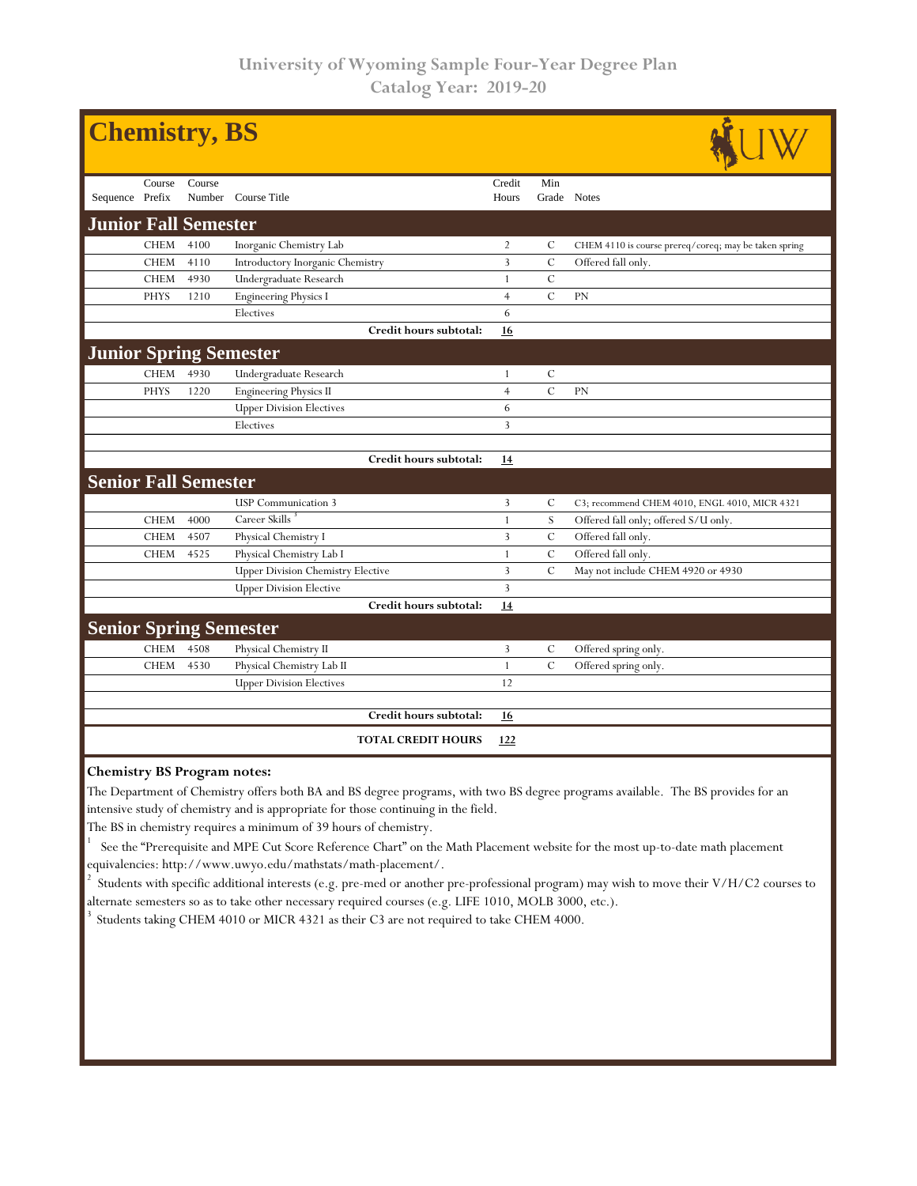University of Wyoming Sample Four-Year Degree Plan
Catalog Year: 2019-20

# Chemistry, BS

| Sequence | Course Prefix | Course Number | Course Title | Credit Hours | Min Grade | Notes |
|---|---|---|---|---|---|---|
| **Junior Fall Semester** | | | | | | |
| | CHEM | 4100 | Inorganic Chemistry Lab | 2 | C | CHEM 4110 is course prereq/coreq; may be taken spring |
| | CHEM | 4110 | Introductory Inorganic Chemistry | 3 | C | Offered fall only. |
| | CHEM | 4930 | Undergraduate Research | 1 | C | |
| | PHYS | 1210 | Engineering Physics I | 4 | C | PN |
| | | | Electives | 6 | | |
| | | | **Credit hours subtotal:** | **16** | | |
| **Junior Spring Semester** | | | | | | |
| | CHEM | 4930 | Undergraduate Research | 1 | C | |
| | PHYS | 1220 | Engineering Physics II | 4 | C | PN |
| | | | Upper Division Electives | 6 | | |
| | | | Electives | 3 | | |
| | | | **Credit hours subtotal:** | **14** | | |
| **Senior Fall Semester** | | | | | | |
| | | | USP Communication 3 | 3 | C | C3; recommend CHEM 4010, ENGL 4010, MICR 4321 |
| | CHEM | 4000 | Career Skills [3] | 1 | S | Offered fall only; offered S/U only. |
| | CHEM | 4507 | Physical Chemistry I | 3 | C | Offered fall only. |
| | CHEM | 4525 | Physical Chemistry Lab I | 1 | C | Offered fall only. |
| | | | Upper Division Chemistry Elective | 3 | C | May not include CHEM 4920 or 4930 |
| | | | Upper Division Elective | 3 | | |
| | | | **Credit hours subtotal:** | **14** | | |
| **Senior Spring Semester** | | | | | | |
| | CHEM | 4508 | Physical Chemistry II | 3 | C | Offered spring only. |
| | CHEM | 4530 | Physical Chemistry Lab II | 1 | C | Offered spring only. |
| | | | Upper Division Electives | 12 | | |
| | | | **Credit hours subtotal:** | **16** | | |
| | | | **TOTAL CREDIT HOURS** | **122** | | |

**Chemistry BS Program notes:**

The Department of Chemistry offers both BA and BS degree programs, with two BS degree programs available. The BS provides for an intensive study of chemistry and is appropriate for those continuing in the field.

The BS in chemistry requires a minimum of 39 hours of chemistry.

[1] See the "Prerequisite and MPE Cut Score Reference Chart" on the Math Placement website for the most up-to-date math placement equivalencies: http://www.uwyo.edu/mathstats/math-placement/.

[2] Students with specific additional interests (e.g. pre-med or another pre-professional program) may wish to move their V/H/C2 courses to alternate semesters so as to take other necessary required courses (e.g. LIFE 1010, MOLB 3000, etc.).

[3] Students taking CHEM 4010 or MICR 4321 as their C3 are not required to take CHEM 4000.